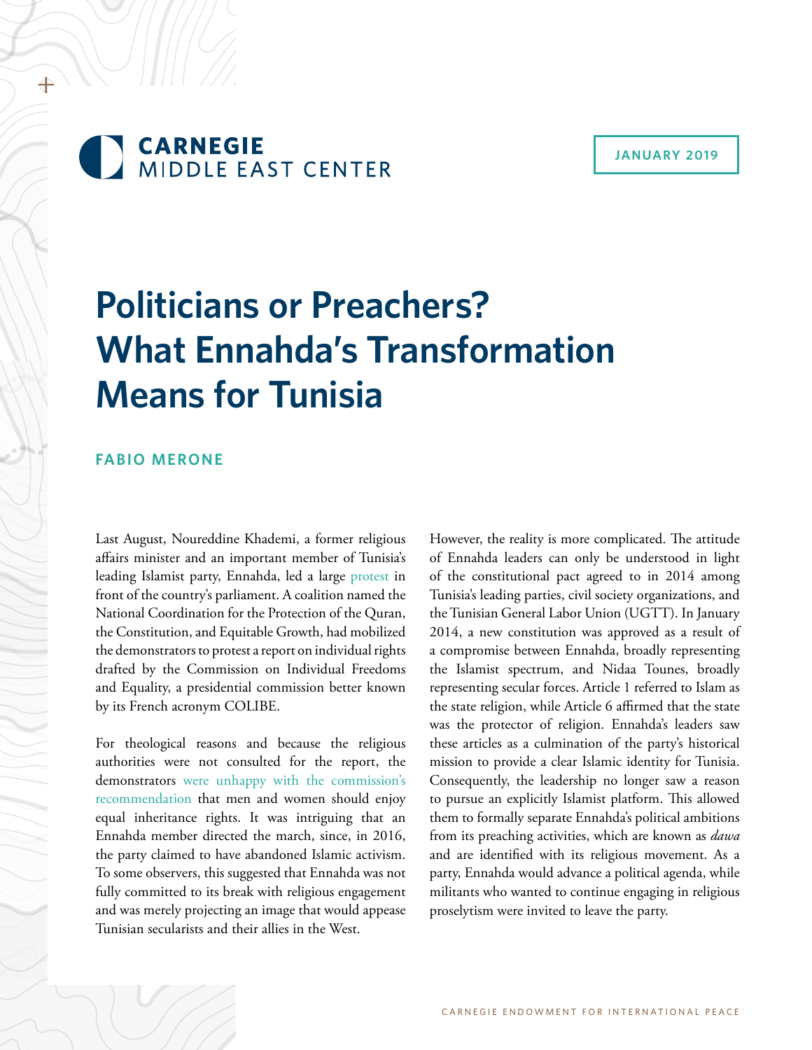CARNEGIE
MIDDLE EAST CENTER

JANUARY 2019

# Politicians or Preachers? What Ennahda's Transformation Means for Tunisia

## FABIO MERONE

Last August, Noureddine Khademi, a former religious affairs minister and an important member of Tunisia's leading Islamist party, Ennahda, led a large protest in front of the country's parliament. A coalition named the National Coordination for the Protection of the Quran, the Constitution, and Equitable Growth, had mobilized the demonstrators to protest a report on individual rights drafted by the Commission on Individual Freedoms and Equality, a presidential commission better known by its French acronym COLIBE.

For theological reasons and because the religious authorities were not consulted for the report, the demonstrators were unhappy with the commission's recommendation that men and women should enjoy equal inheritance rights. It was intriguing that an Ennahda member directed the march, since, in 2016, the party claimed to have abandoned Islamic activism. To some observers, this suggested that Ennahda was not fully committed to its break with religious engagement and was merely projecting an image that would appease Tunisian secularists and their allies in the West.

However, the reality is more complicated. The attitude of Ennahda leaders can only be understood in light of the constitutional pact agreed to in 2014 among Tunisia's leading parties, civil society organizations, and the Tunisian General Labor Union (UGTT). In January 2014, a new constitution was approved as a result of a compromise between Ennahda, broadly representing the Islamist spectrum, and Nidaa Tounes, broadly representing secular forces. Article 1 referred to Islam as the state religion, while Article 6 affirmed that the state was the protector of religion. Ennahda's leaders saw these articles as a culmination of the party's historical mission to provide a clear Islamic identity for Tunisia. Consequently, the leadership no longer saw a reason to pursue an explicitly Islamist platform. This allowed them to formally separate Ennahda's political ambitions from its preaching activities, which are known as *dawa* and are identified with its religious movement. As a party, Ennahda would advance a political agenda, while militants who wanted to continue engaging in religious proselytism were invited to leave the party.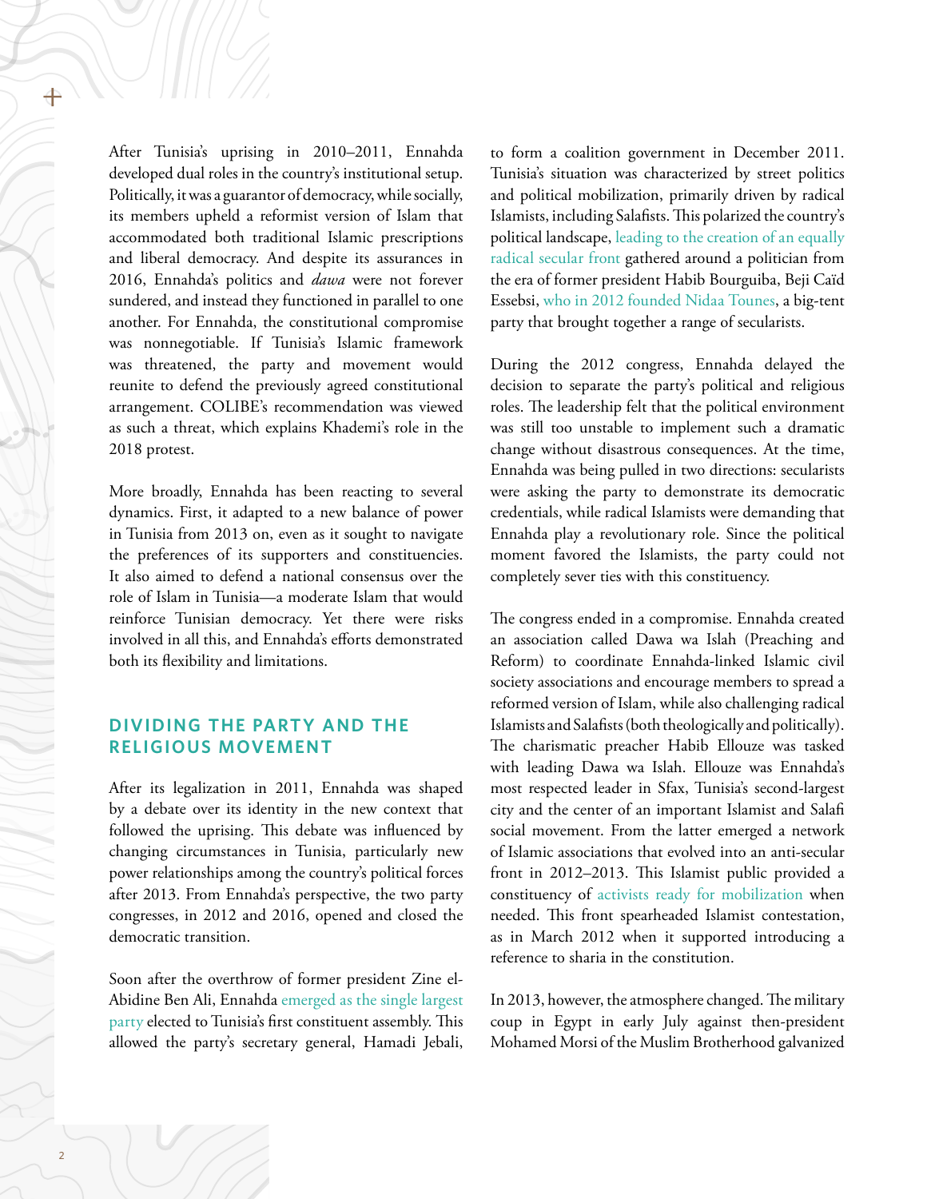After Tunisia's uprising in 2010–2011, Ennahda developed dual roles in the country's institutional setup. Politically, it was a guarantor of democracy, while socially, its members upheld a reformist version of Islam that accommodated both traditional Islamic prescriptions and liberal democracy. And despite its assurances in 2016, Ennahda's politics and *dawa* were not forever sundered, and instead they functioned in parallel to one another. For Ennahda, the constitutional compromise was nonnegotiable. If Tunisia's Islamic framework was threatened, the party and movement would reunite to defend the previously agreed constitutional arrangement. COLIBE's recommendation was viewed as such a threat, which explains Khademi's role in the 2018 protest.

More broadly, Ennahda has been reacting to several dynamics. First, it adapted to a new balance of power in Tunisia from 2013 on, even as it sought to navigate the preferences of its supporters and constituencies. It also aimed to defend a national consensus over the role of Islam in Tunisia—a moderate Islam that would reinforce Tunisian democracy. Yet there were risks involved in all this, and Ennahda's efforts demonstrated both its flexibility and limitations.

## DIVIDING THE PARTY AND THE RELIGIOUS MOVEMENT

After its legalization in 2011, Ennahda was shaped by a debate over its identity in the new context that followed the uprising. This debate was influenced by changing circumstances in Tunisia, particularly new power relationships among the country's political forces after 2013. From Ennahda's perspective, the two party congresses, in 2012 and 2016, opened and closed the democratic transition.

Soon after the overthrow of former president Zine el-Abidine Ben Ali, Ennahda emerged as the single largest party elected to Tunisia's first constituent assembly. This allowed the party's secretary general, Hamadi Jebali, to form a coalition government in December 2011. Tunisia's situation was characterized by street politics and political mobilization, primarily driven by radical Islamists, including Salafists. This polarized the country's political landscape, leading to the creation of an equally radical secular front gathered around a politician from the era of former president Habib Bourguiba, Beji Caïd Essebsi, who in 2012 founded Nidaa Tounes, a big-tent party that brought together a range of secularists.

During the 2012 congress, Ennahda delayed the decision to separate the party's political and religious roles. The leadership felt that the political environment was still too unstable to implement such a dramatic change without disastrous consequences. At the time, Ennahda was being pulled in two directions: secularists were asking the party to demonstrate its democratic credentials, while radical Islamists were demanding that Ennahda play a revolutionary role. Since the political moment favored the Islamists, the party could not completely sever ties with this constituency.

The congress ended in a compromise. Ennahda created an association called Dawa wa Islah (Preaching and Reform) to coordinate Ennahda-linked Islamic civil society associations and encourage members to spread a reformed version of Islam, while also challenging radical Islamists and Salafists (both theologically and politically). The charismatic preacher Habib Ellouze was tasked with leading Dawa wa Islah. Ellouze was Ennahda's most respected leader in Sfax, Tunisia's second-largest city and the center of an important Islamist and Salafi social movement. From the latter emerged a network of Islamic associations that evolved into an anti-secular front in 2012–2013. This Islamist public provided a constituency of activists ready for mobilization when needed. This front spearheaded Islamist contestation, as in March 2012 when it supported introducing a reference to sharia in the constitution.

In 2013, however, the atmosphere changed. The military coup in Egypt in early July against then-president Mohamed Morsi of the Muslim Brotherhood galvanized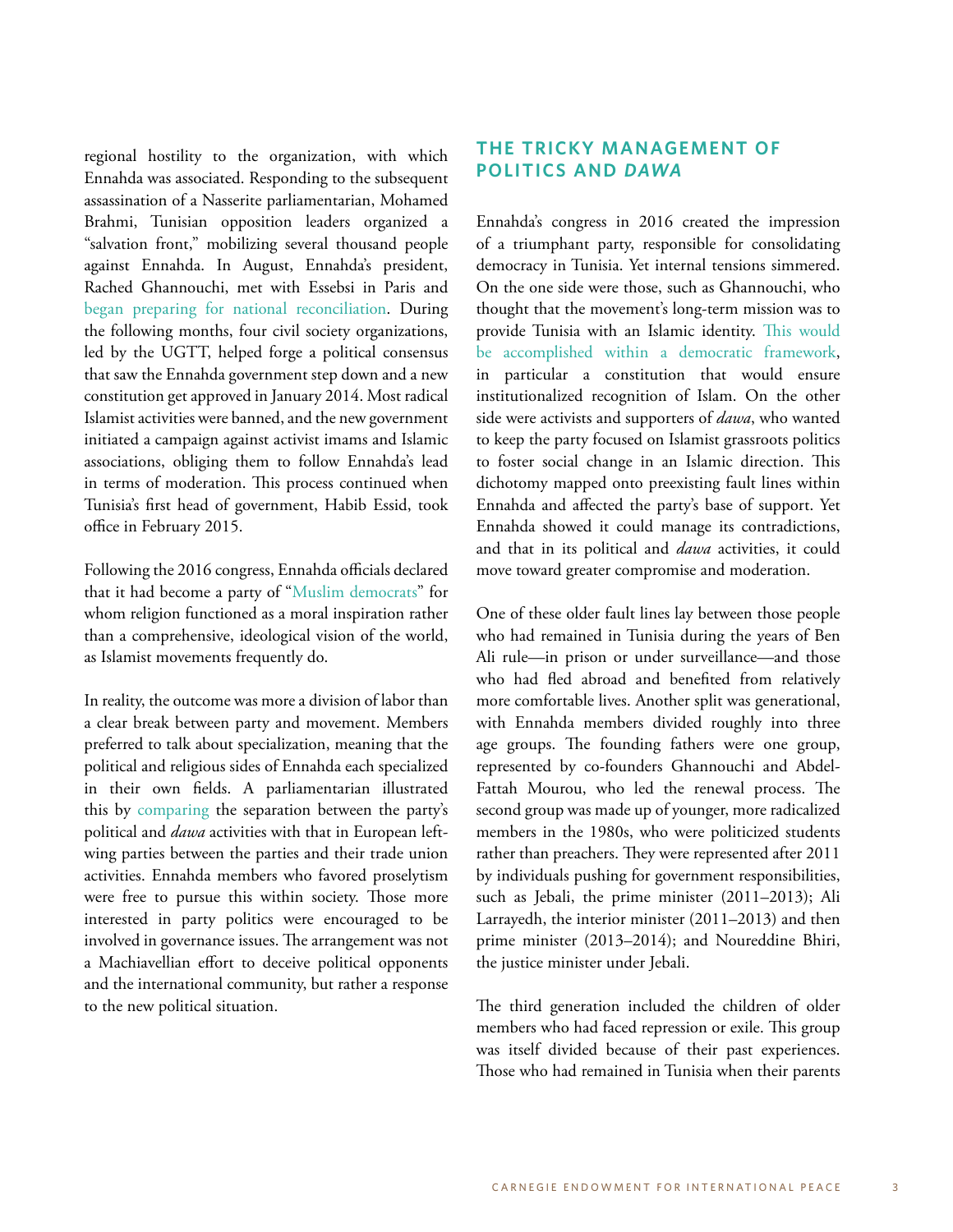regional hostility to the organization, with which Ennahda was associated. Responding to the subsequent assassination of a Nasserite parliamentarian, Mohamed Brahmi, Tunisian opposition leaders organized a "salvation front," mobilizing several thousand people against Ennahda. In August, Ennahda's president, Rached Ghannouchi, met with Essebsi in Paris and began preparing for national reconciliation. During the following months, four civil society organizations, led by the UGTT, helped forge a political consensus that saw the Ennahda government step down and a new constitution get approved in January 2014. Most radical Islamist activities were banned, and the new government initiated a campaign against activist imams and Islamic associations, obliging them to follow Ennahda's lead in terms of moderation. This process continued when Tunisia's first head of government, Habib Essid, took office in February 2015.

Following the 2016 congress, Ennahda officials declared that it had become a party of "Muslim democrats" for whom religion functioned as a moral inspiration rather than a comprehensive, ideological vision of the world, as Islamist movements frequently do.

In reality, the outcome was more a division of labor than a clear break between party and movement. Members preferred to talk about specialization, meaning that the political and religious sides of Ennahda each specialized in their own fields. A parliamentarian illustrated this by comparing the separation between the party's political and *dawa* activities with that in European left-wing parties between the parties and their trade union activities. Ennahda members who favored proselytism were free to pursue this within society. Those more interested in party politics were encouraged to be involved in governance issues. The arrangement was not a Machiavellian effort to deceive political opponents and the international community, but rather a response to the new political situation.

## THE TRICKY MANAGEMENT OF POLITICS AND *DAWA*

Ennahda's congress in 2016 created the impression of a triumphant party, responsible for consolidating democracy in Tunisia. Yet internal tensions simmered. On the one side were those, such as Ghannouchi, who thought that the movement's long-term mission was to provide Tunisia with an Islamic identity. This would be accomplished within a democratic framework, in particular a constitution that would ensure institutionalized recognition of Islam. On the other side were activists and supporters of *dawa*, who wanted to keep the party focused on Islamist grassroots politics to foster social change in an Islamic direction. This dichotomy mapped onto preexisting fault lines within Ennahda and affected the party's base of support. Yet Ennahda showed it could manage its contradictions, and that in its political and *dawa* activities, it could move toward greater compromise and moderation.

One of these older fault lines lay between those people who had remained in Tunisia during the years of Ben Ali rule—in prison or under surveillance—and those who had fled abroad and benefited from relatively more comfortable lives. Another split was generational, with Ennahda members divided roughly into three age groups. The founding fathers were one group, represented by co-founders Ghannouchi and Abdel-Fattah Mourou, who led the renewal process. The second group was made up of younger, more radicalized members in the 1980s, who were politicized students rather than preachers. They were represented after 2011 by individuals pushing for government responsibilities, such as Jebali, the prime minister (2011–2013); Ali Larrayedh, the interior minister (2011–2013) and then prime minister (2013–2014); and Noureddine Bhiri, the justice minister under Jebali.

The third generation included the children of older members who had faced repression or exile. This group was itself divided because of their past experiences. Those who had remained in Tunisia when their parents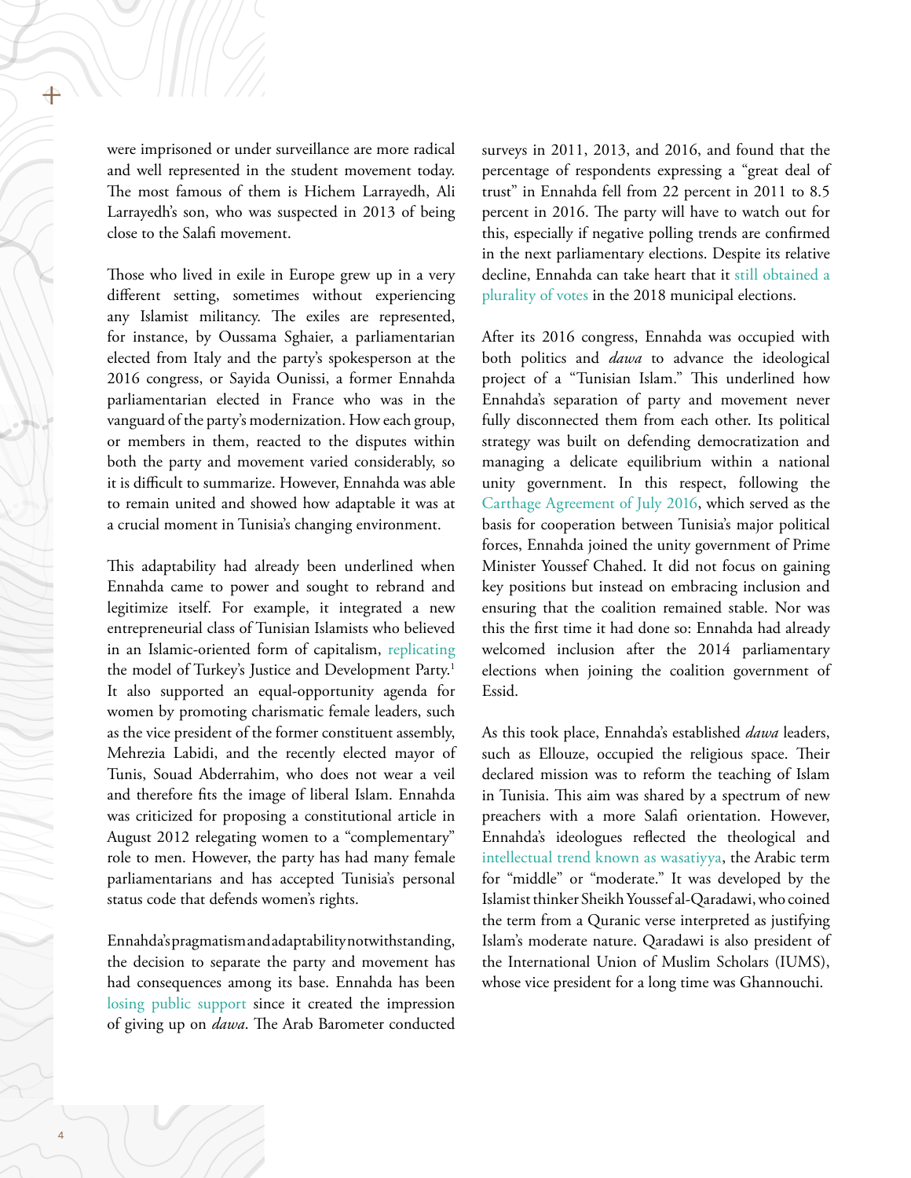were imprisoned or under surveillance are more radical and well represented in the student movement today. The most famous of them is Hichem Larrayedh, Ali Larrayedh's son, who was suspected in 2013 of being close to the Salafi movement.

Those who lived in exile in Europe grew up in a very different setting, sometimes without experiencing any Islamist militancy. The exiles are represented, for instance, by Oussama Sghaier, a parliamentarian elected from Italy and the party's spokesperson at the 2016 congress, or Sayida Ounissi, a former Ennahda parliamentarian elected in France who was in the vanguard of the party's modernization. How each group, or members in them, reacted to the disputes within both the party and movement varied considerably, so it is difficult to summarize. However, Ennahda was able to remain united and showed how adaptable it was at a crucial moment in Tunisia's changing environment.

This adaptability had already been underlined when Ennahda came to power and sought to rebrand and legitimize itself. For example, it integrated a new entrepreneurial class of Tunisian Islamists who believed in an Islamic-oriented form of capitalism, replicating the model of Turkey's Justice and Development Party.[1] It also supported an equal-opportunity agenda for women by promoting charismatic female leaders, such as the vice president of the former constituent assembly, Mehrezia Labidi, and the recently elected mayor of Tunis, Souad Abderrahim, who does not wear a veil and therefore fits the image of liberal Islam. Ennahda was criticized for proposing a constitutional article in August 2012 relegating women to a "complementary" role to men. However, the party has had many female parliamentarians and has accepted Tunisia's personal status code that defends women's rights.

Ennahda's pragmatism and adaptability notwithstanding, the decision to separate the party and movement has had consequences among its base. Ennahda has been losing public support since it created the impression of giving up on *dawa*. The Arab Barometer conducted surveys in 2011, 2013, and 2016, and found that the percentage of respondents expressing a "great deal of trust" in Ennahda fell from 22 percent in 2011 to 8.5 percent in 2016. The party will have to watch out for this, especially if negative polling trends are confirmed in the next parliamentary elections. Despite its relative decline, Ennahda can take heart that it still obtained a plurality of votes in the 2018 municipal elections.

After its 2016 congress, Ennahda was occupied with both politics and *dawa* to advance the ideological project of a "Tunisian Islam." This underlined how Ennahda's separation of party and movement never fully disconnected them from each other. Its political strategy was built on defending democratization and managing a delicate equilibrium within a national unity government. In this respect, following the Carthage Agreement of July 2016, which served as the basis for cooperation between Tunisia's major political forces, Ennahda joined the unity government of Prime Minister Youssef Chahed. It did not focus on gaining key positions but instead on embracing inclusion and ensuring that the coalition remained stable. Nor was this the first time it had done so: Ennahda had already welcomed inclusion after the 2014 parliamentary elections when joining the coalition government of Essid.

As this took place, Ennahda's established *dawa* leaders, such as Ellouze, occupied the religious space. Their declared mission was to reform the teaching of Islam in Tunisia. This aim was shared by a spectrum of new preachers with a more Salafi orientation. However, Ennahda's ideologues reflected the theological and intellectual trend known as wasatiyya, the Arabic term for "middle" or "moderate." It was developed by the Islamist thinker Sheikh Youssef al-Qaradawi, who coined the term from a Quranic verse interpreted as justifying Islam's moderate nature. Qaradawi is also president of the International Union of Muslim Scholars (IUMS), whose vice president for a long time was Ghannouchi.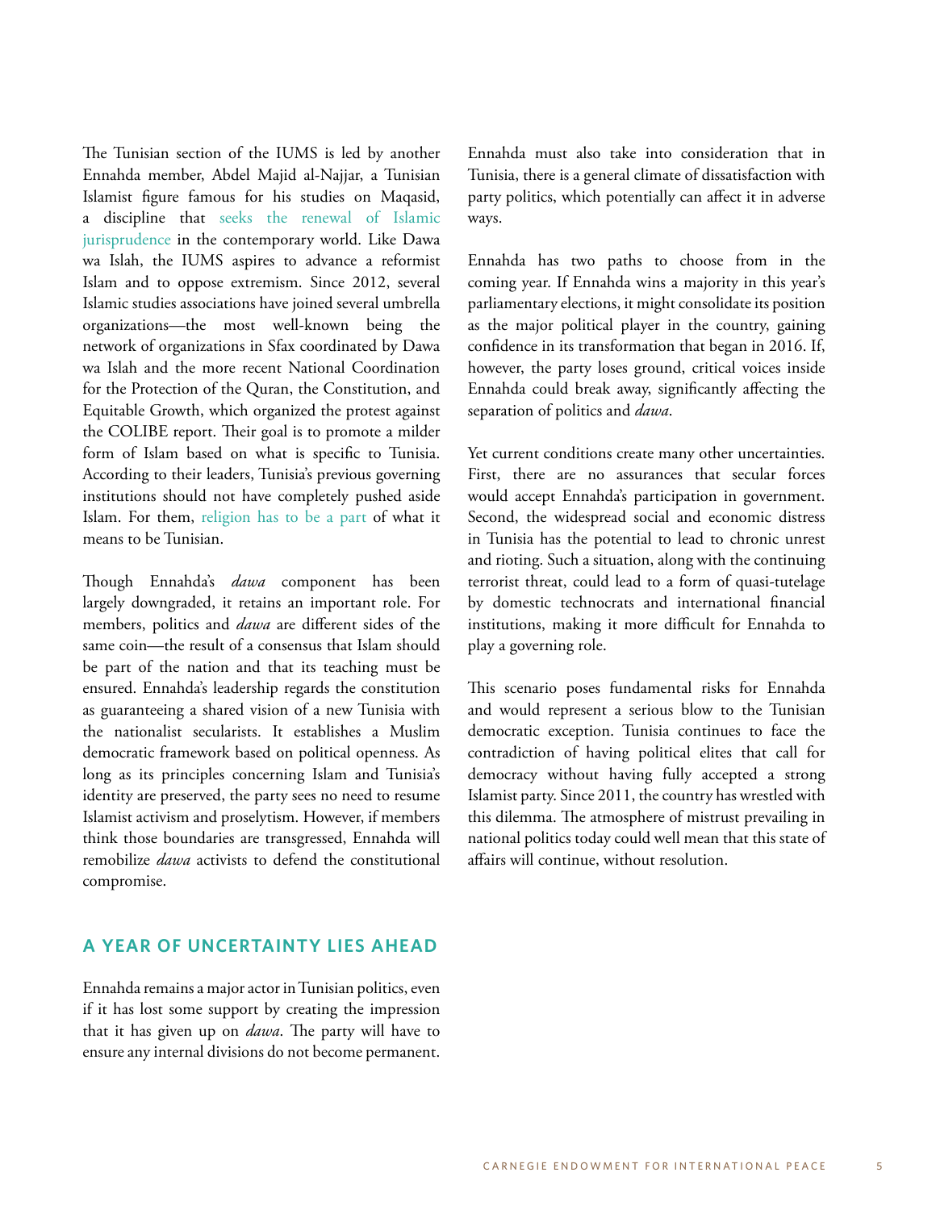The Tunisian section of the IUMS is led by another Ennahda member, Abdel Majid al-Najjar, a Tunisian Islamist figure famous for his studies on Maqasid, a discipline that seeks the renewal of Islamic jurisprudence in the contemporary world. Like Dawa wa Islah, the IUMS aspires to advance a reformist Islam and to oppose extremism. Since 2012, several Islamic studies associations have joined several umbrella organizations—the most well-known being the network of organizations in Sfax coordinated by Dawa wa Islah and the more recent National Coordination for the Protection of the Quran, the Constitution, and Equitable Growth, which organized the protest against the COLIBE report. Their goal is to promote a milder form of Islam based on what is specific to Tunisia. According to their leaders, Tunisia's previous governing institutions should not have completely pushed aside Islam. For them, religion has to be a part of what it means to be Tunisian.

Though Ennahda's *dawa* component has been largely downgraded, it retains an important role. For members, politics and *dawa* are different sides of the same coin—the result of a consensus that Islam should be part of the nation and that its teaching must be ensured. Ennahda's leadership regards the constitution as guaranteeing a shared vision of a new Tunisia with the nationalist secularists. It establishes a Muslim democratic framework based on political openness. As long as its principles concerning Islam and Tunisia's identity are preserved, the party sees no need to resume Islamist activism and proselytism. However, if members think those boundaries are transgressed, Ennahda will remobilize *dawa* activists to defend the constitutional compromise.

## A YEAR OF UNCERTAINTY LIES AHEAD

Ennahda remains a major actor in Tunisian politics, even if it has lost some support by creating the impression that it has given up on *dawa*. The party will have to ensure any internal divisions do not become permanent. Ennahda must also take into consideration that in Tunisia, there is a general climate of dissatisfaction with party politics, which potentially can affect it in adverse ways.

Ennahda has two paths to choose from in the coming year. If Ennahda wins a majority in this year's parliamentary elections, it might consolidate its position as the major political player in the country, gaining confidence in its transformation that began in 2016. If, however, the party loses ground, critical voices inside Ennahda could break away, significantly affecting the separation of politics and *dawa*.

Yet current conditions create many other uncertainties. First, there are no assurances that secular forces would accept Ennahda's participation in government. Second, the widespread social and economic distress in Tunisia has the potential to lead to chronic unrest and rioting. Such a situation, along with the continuing terrorist threat, could lead to a form of quasi-tutelage by domestic technocrats and international financial institutions, making it more difficult for Ennahda to play a governing role.

This scenario poses fundamental risks for Ennahda and would represent a serious blow to the Tunisian democratic exception. Tunisia continues to face the contradiction of having political elites that call for democracy without having fully accepted a strong Islamist party. Since 2011, the country has wrestled with this dilemma. The atmosphere of mistrust prevailing in national politics today could well mean that this state of affairs will continue, without resolution.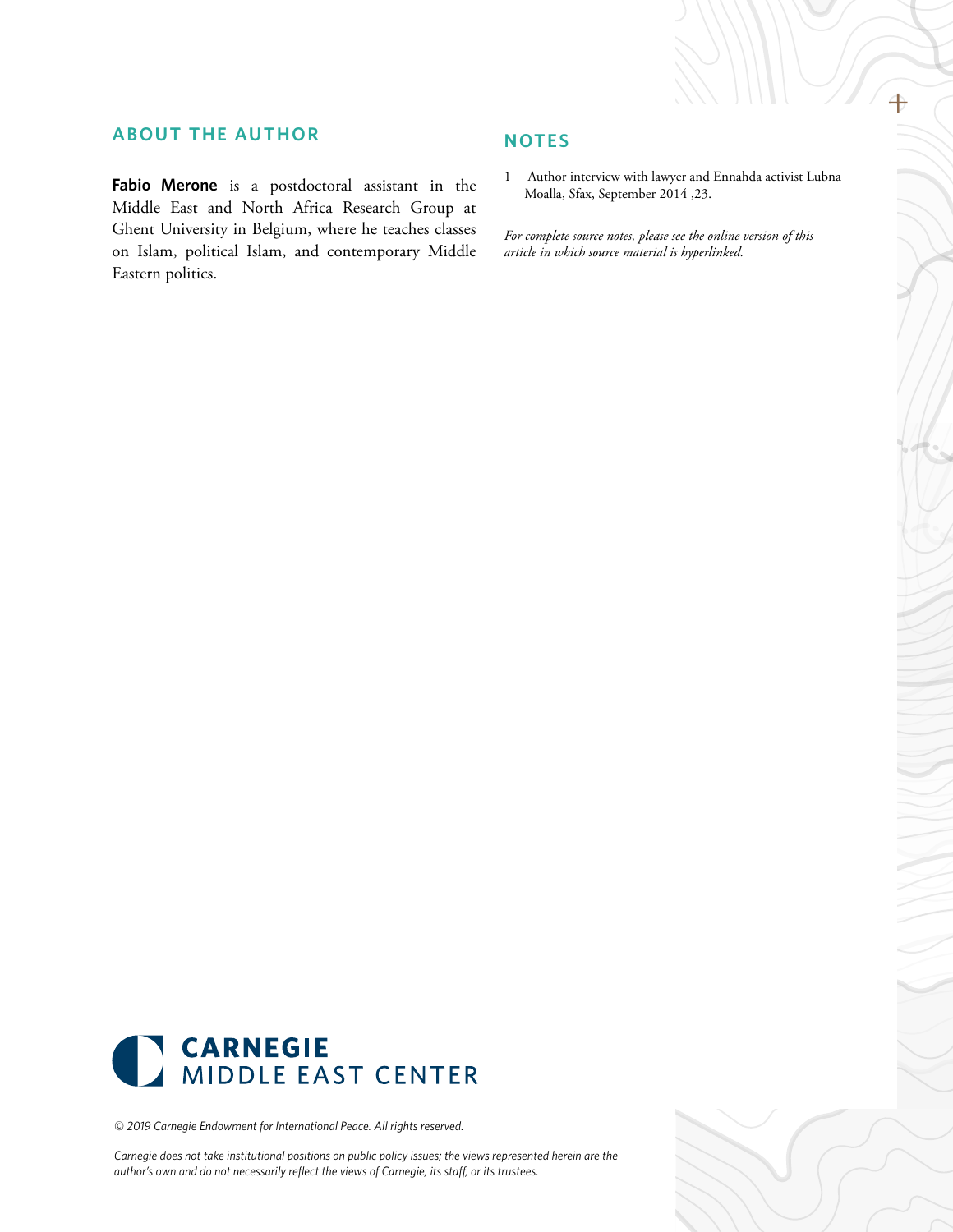## ABOUT THE AUTHOR

**Fabio Merone** is a postdoctoral assistant in the Middle East and North Africa Research Group at Ghent University in Belgium, where he teaches classes on Islam, political Islam, and contemporary Middle Eastern politics.

## NOTES

1 Author interview with lawyer and Ennahda activist Lubna Moalla, Sfax, September 2014 ,23.

*For complete source notes, please see the online version of this article in which source material is hyperlinked.*

CARNEGIE
MIDDLE EAST CENTER

*© 2019 Carnegie Endowment for International Peace. All rights reserved.*

*Carnegie does not take institutional positions on public policy issues; the views represented herein are the author's own and do not necessarily reflect the views of Carnegie, its staff, or its trustees.*